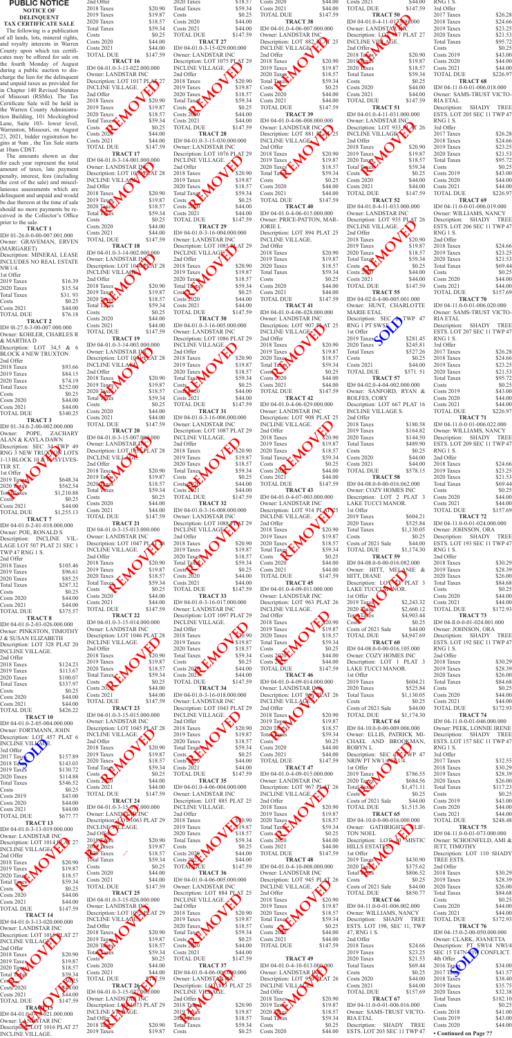# PUBLIC NOTICE

**NOTICE OF DELINQUENT TAX CERTIFICATE SALE**

The following is a publication of all lands, lots, mineral rights, and royalty interests in Warren County upon which tax certificates may be offered for sale on the fourth Monday of August during a public auction to discharge the lien for the delinquent and unpaid taxes as provided for in Chapter 140 Revised Statutes of Missouri (RSMo). The Tax Certificate Sale will be held in the Warren County Administration Building, 101 Mockingbird Lane, Suite 103- lower level, Warrenton, Missouri, on August 23, 2021, bidder registration begins at 9am , the Tax Sale starts at 10am CDST.

The amounts shown as due for each year represent the total amount of taxes, late payment penalty, interest, fees (including the cost of the sale) and miscellaneous assessments which are delinquent and unpaid and would be due thereon at the time of sale should no more payments be received in the Collector's Office prior to the sale.

**TRACT 1**
ID# 01-26.0-0-00-007.001.000
Owner: GRAVEMAN, ERVEN (MARGARET)
Description: MINERAL LEASE INCLUDES NO REAL ESTATE NW1/4.
1st Offer
2019 Taxes $15.56
2020 Taxes $15.54
Total Taxes $31.93
Costs $0.25
Costs 2021 $44.00
TOTAL DUE $76.18

**TRACT 2**
ID# 01-27.0-3-00-007.000.000
Owner: KOHLER, CHARLES R & MARTHA D
Description: LOT 34,5 & 6 BLOCK 4 NEW TRUXTON.
2nd Offer
2018 Taxes $93.66
2019 Taxes $84.15
2020 Taxes $74.19
Total Taxes $252.00
Costs $0.25
Costs 2020 $44.00
Costs 2021 $44.00
TOTAL DUE $340.25

**TRACT 3**
ID# 01-34.0-2-00-002.000.000
Owner: POPE, ZACHARY ALAN & KAYLA DAWN
Description: SEC 34 TWP 49 RNG 3 NEW TRUXTON LOTS 1-13 BLOCK 10 & W SYLVESTER ST.
1st Offer
2019 Taxes $648.34
2020 Taxes $562.54
Total Taxes $1,210.88
Costs $0.25
Costs 2021 $44.00
TOTAL DUE $1,255.13

**TRACT 7**
ID# 04-01.0-2-01-018.000.000
Owner: POE, RONALD S
Description: INCLINE VILLAGE LOT 507 PLAT 21 SEC 1 TWP 47 RNG 1 S.
2nd Offer
2018 Taxes $105.46
2019 Taxes $96.61
2020 Taxes $85.25
Total Taxes $287.32
Costs $0.25
Costs 2020 $44.00
Costs 2021 $44.00
TOTAL DUE $375.57

**TRACT 8**
ID# 04-01.0-2-03-026.000.000
Owner: PINKSTON, TIMOTHY J & SUSAN ELIZABETH
Description: LOT 328 PLAT 20 INCLINE VILLAGE.
2nd Offer
2018 Taxes $124.23
2019 Taxes $113.67
2020 Taxes $100.07
Total Taxes $337.97
Costs $0.25
Costs 2020 $44.00
Costs 2021 $44.00
TOTAL DUE $426.22

**TRACT 10**
ID# 04-01.0-2-05-004.000.000
Owner: FORTMANN, JOHN
Description: LOT 457 PLAT 6 INCLINE VILLAGE.
3rd Offer
2017 Taxes $157.89
2018 Taxes $143.03
2019 Taxes $130.72
2020 Taxes $114.88
Total Taxes $546.52
Costs $0.25
Costs 2019 $43.00
Costs 2020 $44.00
Costs 2021 $44.00
TOTAL DUE $677.77

**TRACT 13**
ID# 04-01.0-3-13-019.000.000
Owner: LANDSTAR INC
Description: LOT 1014 PLAT 27 INCLINE VILLAGE.
2nd Offer
2018 Taxes $20.90
2019 Taxes $19.87
2020 Taxes $18.57
Total Taxes $59.34
Costs $0.25
Costs 2020 $44.00
Costs 2021 $44.00
TOTAL DUE $147.59

**TRACT 14**
ID# 04-01.0-3-13-020.000.000
Owner: LANDSTAR INC
Description: LOT 1015 PLAT 27 INCLINE VILLAGE.
2nd Offer
2018 Taxes $20.90
2019 Taxes $19.87
2020 Taxes $18.57
Total Taxes $59.34
Costs $0.25
Costs 2020 $44.00
Costs 2021 $44.00
TOTAL DUE $147.59

ID# 04-01.0-3-13-021.000.000
Owner: LANDSTAR INC
Description: LOT 1016 PLAT 27 INCLINE VILLAGE.
2nd Offer
2018 Taxes $20.90
2019 Taxes $19.87
2020 Taxes $18.57
Total Taxes $59.34
Costs $0.25
Costs 2020 $44.00
Costs 2021 $44.00
TOTAL DUE $147.59

**TRACT 16**
ID# 04-01.0-3-13-022.000.000
Owner: LANDSTAR INC
Description: LOT 1017 PLAT 27 INCLINE VILLAGE.
2nd Offer
2018 Taxes $20.90
2019 Taxes $19.87
2020 Taxes $18.57
Total Taxes $59.34
Costs $0.25
Costs 2020 $44.00
Costs 2021 $44.00
TOTAL DUE $147.59

**TRACT 17**
ID# 04-01.0-3-14-001.000.000
Owner: LANDSTAR INC
Description: LOT 1039 PLAT 28 INCLINE VILLAGE.
2nd Offer
2018 Taxes $20.90
2019 Taxes $19.87
2020 Taxes $18.57
Total Taxes $59.34
Costs $0.25
Costs 2020 $44.00
Costs 2021 $44.00
TOTAL DUE $147.59

**TRACT 18**
ID# 04-01.0-3-14-002.000.000
Owner: LANDSTAR INC
Description: LOT 1040 PLAT 28 INCLINE VILLAGE.
2nd Offer
2018 Taxes $20.90
2019 Taxes $19.87
2020 Taxes $18.57
Total Taxes $59.34
Costs $0.25
Costs 2020 $44.00
Costs 2021 $44.00
TOTAL DUE $147.59

**TRACT 19**
ID# 04-01.0-3-14-003.000.000
Owner: LANDSTAR INC
Description: LOT 1041 PLAT 28 INCLINE VILLAGE.
2nd Offer
2018 Taxes $20.90
2019 Taxes $19.87
2020 Taxes $18.57
Total Taxes $59.34
Costs $0.25
Costs 2020 $44.00
Costs 2021 $44.00
TOTAL DUE $147.59

**TRACT 20**
ID# 04-01.0-3-15-007.000.000
Owner: LANDSTAR INC
Description: LOT 1054 PLAT 28 INCLINE VILLAGE.
2nd Offer
2018 Taxes $20.90
2019 Taxes $19.87
2020 Taxes $18.57
Total Taxes $59.34
Costs $0.25
Costs 2020 $44.00
Costs 2021 $44.00
TOTAL DUE $147.59

**TRACT 21**
ID# 04-01.0-3-15-013.000.000
Owner: LANDSTAR INC
Description: LOT 1047 PLAT 28 INCLINE VILLAGE.
2nd Offer
2018 Taxes $20.90
2019 Taxes $19.87
2020 Taxes $18.57
Total Taxes $59.34
Costs $0.25
Costs 2020 $44.00
Costs 2021 $44.00
TOTAL DUE $147.59

**TRACT 22**
ID# 04-01.0-3-15-014.000.000
Owner: LANDSTAR INC
Description: LOT 1046 PLAT 28 INCLINE VILLAGE.
2nd Offer
2018 Taxes $20.90
2019 Taxes $19.87
2020 Taxes $18.57
Total Taxes $59.34
Costs $0.25
Costs 2020 $44.00
Costs 2021 $44.00
TOTAL DUE $147.59

**TRACT 23**
ID# 04-01.0-3-15-015.000.000
Owner: LANDSTAR INC
Description: LOT 1045 PLAT 28 INCLINE VILLAGE.
2nd Offer
2018 Taxes $20.90
2019 Taxes $19.87
2020 Taxes $18.57
Total Taxes $59.34
Costs $0.25
Costs 2020 $44.00
Costs 2021 $44.00
TOTAL DUE $147.59

**TRACT 24**
ID# 04-01.0-3-15-025.000.000
Owner: LANDSTAR INC
Description: LOT 1074 PLAT 29 INCLINE VILLAGE.
2nd Offer
2018 Taxes $20.90
2019 Taxes $19.87
2020 Taxes $18.57
Total Taxes $59.34
Costs $0.25
Costs 2020 $44.00
Costs 2021 $44.00
TOTAL DUE $147.59

**TRACT 25**
ID# 04-01.0-3-15-026.000.000
Owner: LANDSTAR INC
Description: LOT 1072 PLAT 29 INCLINE VILLAGE.
2nd Offer
2018 Taxes $20.90
2019 Taxes $19.87
2020 Taxes $18.57
Total Taxes $59.34
Costs $0.25
Costs 2020 $44.00
Costs 2021 $44.00
TOTAL DUE $147.59

**TRACT 26**
ID# 04-01.0-3-15-027.000.000
Owner: LANDSTAR INC
Description: LOT 1073 PLAT 29 INCLINE VILLAGE.
2nd Offer
2018 Taxes $20.90
2019 Taxes $19.87
2020 Taxes $18.57
Total Taxes $59.34
Costs $0.25
Costs 2020 $44.00
Costs 2021 $44.00
TOTAL DUE $147.59

**TRACT 27**
ID# 04-01.0-3-15-029.000.000
Owner: LANDSTAR INC
Description: LOT 1075 PLAT 29 INCLINE VILLAGE.
2nd Offer
2018 Taxes $20.90
2019 Taxes $19.87
2020 Taxes $18.57
Total Taxes $59.34
Costs $0.25
Costs 2020 $44.00
Costs 2021 $44.00
TOTAL DUE $147.59

**TRACT 28**
ID# 04-01.0-3-15-030.000.000
Owner: LANDSTAR INC
Description: LOT 1076 PLAT 29 INCLINE VILLAGE.
2nd Offer
2018 Taxes $20.90
2019 Taxes $19.87
2020 Taxes $18.57
Total Taxes $59.34
Costs $0.25
Costs 2020 $44.00
Costs 2021 $44.00
TOTAL DUE $147.59

**TRACT 29**
ID# 04-01.0-3-16-004.000.000
Owner: LANDSTAR INC
Description: LOT 1085 PLAT 29 INCLINE VILLAGE.
2nd Offer
2018 Taxes $20.90
2019 Taxes $19.87
2020 Taxes $18.57
Total Taxes $59.34
Costs $0.25
Costs 2020 $44.00
Costs 2021 $44.00
TOTAL DUE $147.59

**TRACT 30**
ID# 04-01.0-3-16-005.000.000
Owner: LANDSTAR INC
Description: LOT 1086 PLAT 29 INCLINE VILLAGE.
2nd Offer
2018 Taxes $20.90
2019 Taxes $19.87
2020 Taxes $18.57
Total Taxes $59.34
Costs $0.25
Costs 2020 $44.00
Costs 2021 $44.00
TOTAL DUE $147.59

**TRACT 31**
ID# 04-01.0-3-16-006.000.000
Owner: LANDSTAR INC
Description: LOT 1087 PLAT 29 INCLINE VILLAGE.
2nd Offer
2018 Taxes $20.90
2019 Taxes $19.87
2020 Taxes $18.57
Total Taxes $59.34
Costs $0.25
Costs 2020 $44.00
Costs 2021 $44.00
TOTAL DUE $147.59

**TRACT 32**
ID# 04-01.0-3-16-008.000.000
Owner: LANDSTAR INC
Description: LOT 1088 PLAT 29 INCLINE VILLAGE.
2nd Offer
2018 Taxes $20.90
2019 Taxes $19.87
2020 Taxes $18.57
Total Taxes $59.34
Costs $0.25
Costs 2020 $44.00
Costs 2021 $44.00
TOTAL DUE $147.59

**TRACT 33**
ID# 04-01.0-3-16-017.000.000
Owner: LANDSTAR INC
Description: LOT 1097 PLAT 29 INCLINE VILLAGE.
2nd Offer
2018 Taxes $20.90
2019 Taxes $19.87
2020 Taxes $18.57
Total Taxes $59.34
Costs $0.25
Costs 2020 $44.00
Costs 2021 $44.00
TOTAL DUE $147.59

**TRACT 34**
ID# 04-01.0-3-16-018.000.000
Owner: LANDSTAR INC
Description: LOT 1043 PLAT 29 INCLINE VILLAGE.
2nd Offer
2018 Taxes $20.90
2019 Taxes $19.87
2020 Taxes $18.57
Total Taxes $59.34
Costs $0.25
Costs 2020 $44.00
Costs 2021 $44.00
TOTAL DUE $147.59

**TRACT 35**
ID# 04-01.0-4-06-004.000.000
Owner: LANDSTAR INC
Description: LOT 885 PLAT 25 INCLINE VILLAGE.
2nd Offer
2018 Taxes $20.90
2019 Taxes $19.87
2020 Taxes $18.57
Total Taxes $59.34
Costs $0.25
Costs 2020 $44.00
Costs 2021 $44.00
TOTAL DUE $147.59

**TRACT 36**
ID# 04-01.0-4-06-005.000.000
Owner: LANDSTAR INC
Description: LOT 884 PLAT 25 INCLINE VILLAGE.
2nd Offer
2018 Taxes $20.90
2019 Taxes $19.87
2020 Taxes $18.57
Total Taxes $59.34
Costs $0.25
Costs 2020 $44.00
Costs 2021 $44.00
TOTAL DUE $147.59

**TRACT 37**
ID# 04-01.0-4-06-006.000.000
Owner: LANDSTAR INC
Description: LOT 883 PLAT 25 INCLINE VILLAGE.
2nd Offer
2018 Taxes $20.90
2019 Taxes $19.87
2020 Taxes $18.57
Total Taxes $59.34
Costs $0.25
Costs 2020 $44.00
Costs 2021 $44.00
TOTAL DUE $147.59

**TRACT 38**
ID# 04-01.0-4-06-007.000.000
Owner: LANDSTAR INC
Description: LOT 882 PLAT 25 INCLINE VILLAGE.
2nd Offer
2018 Taxes $20.90
2019 Taxes $19.87
2020 Taxes $18.57
Total Taxes $59.34
Costs $0.25
Costs 2020 $44.00
Costs 2021 $44.00
TOTAL DUE $147.59

**TRACT 39**
ID# 04-01.0-4-06-008.000.000
Owner: LANDSTAR INC
Description: LOT 881 PLAT 25 INCLINE VILLAGE.
2nd Offer
2018 Taxes $20.90
2019 Taxes $19.87
2020 Taxes $18.57
Total Taxes $59.34
Costs $0.25
Costs 2020 $44.00
Costs 2021 $44.00
TOTAL DUE $147.59

**TRACT 40**
ID# 04-01.0-4-06-015.000.000
Owner: PRICE-PATTON, MARJORIE L
Description: LOT 894 PLAT 25 INCLINE VILLAGE.
2nd Offer
2018 Taxes $20.90
2019 Taxes $19.87
2020 Taxes $18.57
Total Taxes $59.34
Costs $0.25
Costs 2020 $44.00
Costs 2021 $44.00
TOTAL DUE $147.59

**TRACT 41**
ID# 04-01.0-4-06-028.000.000
Owner: LANDSTAR INC
Description: LOT 907 PLAT 25 INCLINE VILLAGE.
2nd Offer
2018 Taxes $20.90
2019 Taxes $19.87
2020 Taxes $18.57
Total Taxes $59.34
Costs $0.25
Costs 2020 $44.00
Costs 2021 $44.00
TOTAL DUE $147.59

**TRACT 42**
ID# 04-01.0-4-06-029.000.000
Owner: LANDSTAR INC
Description: LOT 908 PLAT 25 INCLINE VILLAGE.
2nd Offer
2018 Taxes $20.90
2019 Taxes $19.87
2020 Taxes $18.57
Total Taxes $59.34
Costs $0.25
Costs 2020 $44.00
Costs 2021 $44.00
TOTAL DUE $147.59

**TRACT 43**
ID# 04-01.0-4-07-003.000.000
Owner: LANDSTAR INC
Description: LOT 914 PLAT 25 INCLINE VILLAGE.
2nd Offer
2018 Taxes $20.90
2019 Taxes $19.87
2020 Taxes $18.57
Total Taxes $59.34
Costs $0.25
Costs 2020 $44.00
Costs 2021 $44.00
TOTAL DUE $147.59

**TRACT 45**
ID# 04-01.0-4-09-011.000.000
Owner: LANDSTAR INC
Description: LOT 963 PLAT 26 INCLINE VILLAGE.
2nd Offer
2018 Taxes $20.90
2019 Taxes $19.87
2020 Taxes $18.57
Total Taxes $59.34
Costs $0.25
Costs 2020 $44.00
Costs 2021 $44.00
TOTAL DUE $147.59

**TRACT 46**
ID# 04-01.0-4-09-014.000.000
Owner: LANDSTAR INC
Description: LOT 966 PLAT 26 INCLINE VILLAGE.
2nd Offer
2018 Taxes $20.90
2019 Taxes $19.87
2020 Taxes $18.57
Total Taxes $59.34
Costs $0.25
Costs 2020 $44.00
Costs 2021 $44.00
TOTAL DUE $147.59

**TRACT 47**
ID# 04-01.0-4-09-015.000.000
Owner: LANDSTAR INC
Description: LOT 967 PLAT 26 INCLINE VILLAGE.
2nd Offer
2018 Taxes $20.90
2019 Taxes $19.87
2020 Taxes $18.57
Total Taxes $59.34
Costs $0.25
Costs 2020 $44.00
Costs 2021 $44.00
TOTAL DUE $147.59

**TRACT 48**
ID# 04-01.0-4-10-008.000.000
Owner: LANDSTAR INC
Description: LOT 945 PLAT 26 INCLINE VILLAGE.
2nd Offer
2018 Taxes $20.90
2019 Taxes $19.87
2020 Taxes $18.57
Total Taxes $59.34
Costs $0.25
Costs 2020 $44.00
Costs 2021 $44.00
TOTAL DUE $147.59

**TRACT 49**
ID# 04-01.0-4-10-013.000.000
Owner: LANDSTAR INC
Description: LOT 940 PLAT 26 INCLINE VILLAGE.
2nd Offer
2018 Taxes $20.90
2019 Taxes $19.87
2020 Taxes $18.57
Total Taxes $59.34
Costs $0.25
Costs 2020 $44.00
Costs 2021 $44.00
TOTAL DUE $147.59

**TRACT 50**
ID# 04-01.0-4-11-012.000.000
Owner: LANDSTAR INC
Description: LOT 937 PLAT 26 INCLINE VILLAGE.
2nd Offer
2018 Taxes $20.90
2019 Taxes $19.87
2020 Taxes $18.57
Total Taxes $59.34
Costs $0.25
Costs 2020 $44.00
Costs 2021 $44.00
TOTAL DUE $147.59

**TRACT 51**
ID# 04-01.0-4-11-031.000.000
Owner: LANDSTAR INC
Description: LOT 933 PLAT 26 INCLINE VILLAGE.
2nd Offer
2018 Taxes $20.90
2019 Taxes $19.87
2020 Taxes $18.57
Total Taxes $59.34
Costs $0.25
Costs 2020 $44.00
Costs 2021 $44.00
TOTAL DUE $147.59

**TRACT 52**
ID# 04-01.0-4-11-033.000.000
Owner: LANDSTAR INC
Description: LOT 935 PLAT 26 INCLINE VILLAGE.
2nd Offer
2018 Taxes $20.90
2019 Taxes $19.87
2020 Taxes $18.57
Total Taxes $59.34
Costs $0.25
Costs 2020 $44.00
Costs 2021 $44.00
TOTAL DUE $147.59

**TRACT 55**
ID# 04-02.0-4-00-005.001.000
Owner: HUNT, CHARLOTTE MARIE ETAL
Description: SEC 2 TWP 47 RNG 1 PT SWSE.
1st Offer
2019 Taxes $281.45
2020 Taxes $245.81
Total Taxes $527.26
Costs $0.25
Costs 2021 $44.00
TOTAL DUE $571.51

**TRACT 57**
ID# 04-02.0-4-04-002.000.000
Owner: SANFORD, RYAN & ROLFES, CORY
Description: LOT 667 PLAT 16 INCLINE VILLAGE S.
2nd Offer
2018 Taxes $180.58
2019 Taxes $164.82
2020 Taxes $144.50
Total Taxes $489.90
Costs $0.25
Costs 2020 $44.00
Costs 2021 $44.00
TOTAL DUE $578.15

**TRACT 58**
ID# 04-08.0-0-00-016.002.000
Owner: COZY HOMES INC
Description: LOT 2 PLAT 3 LAKE TUCCI MANOR.
1st Offer
2019 Taxes $604.21
2020 Taxes $525.84
Total Taxes $1,130.05
Costs $0.25
Costs of 2021 Sale $44.00
TOTAL DUE $1,174.30

**TRACT 59**
ID# 04-08.0-0-00-016.082.000
Owner: HITT, MELANIE & HITT, DIANE
Description: LOT 31 PLAT 3 LAKE TUCCI MANOR.
1st Offer
2019 Taxes $2,243.32
2020 Taxes $2,660.12
Total Taxes $4,903.44
Costs $0.25
Costs of 2021 Sale $44.00
TOTAL DUE $4,947.69

**TRACT 60**
ID# 04-08.0-0-00-016.105.000
Owner: COZY HOMES INC
Description: LOT 1 PLAT 3 LAKE TUCCI MANOR.
1st Offer
2019 Taxes $604.21
2020 Taxes $525.84
Total Taxes $1,130.05
Costs $0.25
Costs of 2021 Sale $44.00
TOTAL DUE $1,174.30

**TRACT 64**
ID# 04-10.0-0-00-009.006.000
Owner: ELLIS, PATRICK MICHAEL AND BROOKMAN, ROBYN L
Description: SEC 4 TWP 47 RNG 1 NRW PT NW1/4 SW1/4.
1st Offer
2019 Taxes $786.55
2020 Taxes $684.56
Total Taxes $1,471.11
Costs $0.25
Costs of 2021 Sale $44.00
TOTAL DUE $1,515.36

**TRACT 65**
ID# 04-10.0-0-00-016.000.000
Owner: GATHRIGHT, CLIFTON NOEL
Description: LOT 10 MISTIC HILLS ESTATES.
1st Offer
2019 Taxes $430.90
2020 Taxes $375.62
Total Taxes $806.52
Costs $0.25
Costs of 2021 Sale $44.00
TOTAL DUE $850.77

**TRACT 66**
ID# 04-11.0-0-01-006.002.000
Owner: WILLIAMS, NANCY
Description: SHADY TREE ESTS. LOT 198, SEC 11, TWP 47, RNG 1 S.
2nd Offer
2018 Taxes $24.66
2019 Taxes $23.25
2020 Taxes $21.53
Total Taxes $69.44
Costs $0.25
Costs 2020 $44.00
Costs 2021 $44.00
TOTAL DUE $157.69

**TRACT 67**
ID# 04-11.0-0-01-006.016.000
Owner: SAMS-TRUST VICTORIA ETAL
Description: SHADY TREE ESTS. LOT 203 SEC 11 TWP 47 RNG 1 S.
3rd Offer
2017 Taxes $26.28
2018 Taxes $24.66
2019 Taxes $23.25
2020 Taxes $21.53
Total Taxes $95.72
Costs $0.25
Costs 2019 $43.00
Costs 2020 $44.00
Costs 2021 $44.00
TOTAL DUE $226.97

**TRACT 68**
ID# 04-11.0-0-01-006.018.000
Owner: SAMS-TRUST VICTORIA ETAL
Description: SHADY TREE ESTS. LOT 205 SEC 11 TWP 47 RNG 1 S.
3rd Offer
2017 Taxes $26.28
2018 Taxes $24.66
2019 Taxes $23.25
2020 Taxes $21.53
Total Taxes $95.72
Costs $0.25
Costs 2019 $43.00
Costs 2020 $44.00
Costs 2021 $44.00
TOTAL DUE $226.97

**TRACT 69**
ID# 04-11.0-0-01-006.019.000
Owner: WILLIAMS, NANCY
Description: SHADY TREE ESTS. LOT 206 SEC 11 TWP 47 RNG 1 S.
2nd Offer
2018 Taxes $24.66
2019 Taxes $23.25
2020 Taxes $21.53
Total Taxes $69.44
Costs $0.25
Costs 2020 $44.00
Costs 2021 $44.00
TOTAL DUE $157.69

**TRACT 70**
ID# 04-11.0-0-01-006.020.000
Owner: SAMS-TRUST VICTORIA ETAL
Description: SHADY TREE ESTS. LOT 207 SEC 11 TWP 47 RNG 1 S.
3rd Offer
2017 Taxes $26.28
2018 Taxes $24.66
2019 Taxes $23.25
2020 Taxes $21.53
Total Taxes $95.72
Costs $0.25
Costs 2019 $43.00
Costs 2020 $44.00
Costs 2021 $44.00
TOTAL DUE $226.97

**TRACT 71**
ID# 04-11.0-0-01-006.022.000
Owner: WILLIAMS, NANCY
Description: SHADY TREE ESTS. LOT 209 SEC 11 TWP 47 RNG 1 S.
2nd Offer
2018 Taxes $24.66
2019 Taxes $23.25
2020 Taxes $21.53
Total Taxes $69.44
Costs $0.25
Costs 2020 $44.00
Costs 2021 $44.00
TOTAL DUE $157.69

**TRACT 72**
ID# 04-11.0-0-01-024.000.000
Owner: JOHNSON, ORA
Description: SHADY TREE ESTS. LOT 193 SEC 11 TWP 47 RNG 1 S.
2nd Offer
2018 Taxes $30.29
2019 Taxes $28.39
2020 Taxes $26.00
Total Taxes $84.68
Costs $0.25
Costs 2020 $44.00
Costs 2021 $44.00
TOTAL DUE $172.93

**TRACT 73**
ID# 04-11.0-0-01-024.001.000
Owner: JOHNSON, ORA
Description: SHADY TREE ESTS. LOT 192 SEC 11 TWP 47 RNG 1 S.
2nd Offer
2018 Taxes $30.29
2019 Taxes $28.39
2020 Taxes $26.00
Total Taxes $84.68
Costs $0.25
Costs 2020 $44.00
Costs 2021 $44.00
TOTAL DUE $172.93

**TRACT 74**
ID# 04-11.0-0-01-046.000.000
Owner: PEEK, LONNIE IRENE
Description: SHADY TREE ESTS. LOT 157 SEC 11 TWP 47 RNG 1 S.
3rd Offer
2017 Taxes $32.55
2018 Taxes $30.29
2019 Taxes $28.39
2020 Taxes $26.00
Total Taxes $117.23
Costs $0.25
Costs 2019 $43.00
Costs 2020 $44.00
Costs 2021 $44.00
TOTAL DUE $248.48

**TRACT 75**
ID# 04-11.0-0-01-073.000.000
Owner: SCHOENFELD, AMI & JETT, TIMOTHY
Description: LOT 110 SHADY TREE ESTS.
2nd Offer
2018 Taxes $30.29
2019 Taxes $28.39
2020 Taxes $26.00
Total Taxes $84.68
Costs $0.25
Costs 2020 $44.00
Costs 2021 $44.00
TOTAL DUE $172.93

**TRACT 76**
ID# 04-15.0-2-00-050.000.000
Owner: CLARK, JOANETTA
Description: PT SW1/4 NW1/4 SEC 15 T47N R1W CONFLICT.
4th Offer
2016 Taxes $34.00
2017 Taxes $41.57
2018 Taxes $38.40
2019 Taxes $35.75
2020 Taxes $32.38
Total Taxes $182.10
Costs $0.25
Costs 2018 $41.00
Costs 2019 $43.00
Costs 2020 $44.00

**• Continued on Page ?? •**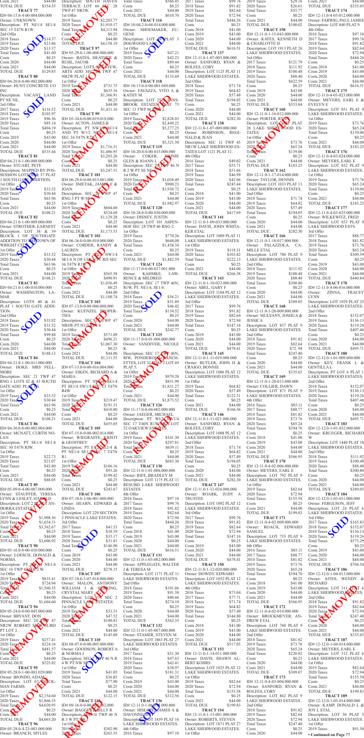Costs 2021 $44.00
TOTAL DUE $354.35

**TRACT 77**

ID# 04-15.0-4-00-004.000.000
Owner: UNKNOWN
Description: PT NE1/4 SE1/4 SEC 15 T47N R1W.
2nd Offer
2018 Taxes $14.37
2019 Taxes $13.86
2020 Taxes $13.37
Total Taxes $41.60
Costs $0.25
Costs 2020 $44.00
Costs 2021 $44.00
TOTAL DUE $129.85

**TRACT 80**

ID# 04-20.0-0-00-002.000.000
Owner: HUNT CONCRETE CO INC
Description: VACANT LAND PT NE NE..
3rd Offer
2017 Taxes $116.52
2018 Taxes $105.97
2019 Taxes $96.56
2020 Taxes $85.14
Total Taxes $404.19
Costs $0.25
Costs 2019 $43.00
Costs 2020 $44.00
Costs 2021 $44.00
TOTAL DUE $535.44

**TRACT 81**

ID# 04-21.0-1-00-008.000.000
Owner: STUART, PETE
Description: MAPPED BY POSSESSION LOTS 36 & 37 PLAT 1 SOUTH GATE ADDITION.
1st Offer
2019 Taxes $33.52
2020 Taxes $30.44
Total Taxes $63.96
Costs $0.25
Costs 2021 $44.00
TOTAL DUE $108.21

**TRACT 82**

ID# 04-21.0-1-00-009.000.000
Owner: STROTHER, EARNEST
Description: LOT 38 & 39 BLOCK 1 OF SOUTHGATE ADDITION TO THE TOWN OF WRIGHT CITY.
1st Offer
2019 Taxes $33.52
2020 Taxes $30.44
Total Taxes $63.96
Costs $0.25
Costs 2021 $44.00
TOTAL DUE $108.21

**TRACT 83**

ID# 04-21.0-1-00-010.000.000
Owner: WASHINGTON, LAMAR
Description: LOTS 40 & 41 PLAT 1 SOUTH GATE ADDITION.
2nd Offer
2018 Taxes $35.92
2019 Taxes $33.52
2020 Taxes $30.44
Total Taxes $99.88
Costs $0.25
Costs 2020 $44.00
Costs 2021 $44.00
TOTAL DUE $188.13

**TRACT 84**

ID# 04-21.0-1-00-011.000.000
Owner: HOKE, MRS FELLMORE
Description: SEC 21 TWP 47 RNG 1 LOTS 42 & 43 SOUTH GATE ADD. PLAT 1S.
1st Offer
2019 Taxes $33.52
2020 Taxes $30.44
Total Taxes $63.96
Costs $0.25
Costs 2021 $44.00
TOTAL DUE $108.21

**TRACT 86**

ID# 04-30.0-0-00-005.004.000
Owner: MCNATT, CURTIS NOLAN
Description: PT SE1/4 NE1/4 SEC 30 T47N R1W.
1st Offer
2019 Taxes $22.73
2020 Taxes $21.07
Total Taxes $43.80
Costs $0.25
Costs 2021 $44.00
TOTAL DUE $88.05

**TRACT 89**

ID# 05-09.0-4-00-087.000.000
Owner: STAUFFER, TERESA LYNN & LESLEY, HAROLD
Description: LOT 2 PLAT 1 ANDORRA ESTATES.
1st Offer
2019 Taxes $1,908.36
2020 Taxes $1,654.31
Total Taxes $3,562.67
Costs $0.25
Costs 2021 $44.00
TOTAL DUE $3,606.92

**TRACT 90**

ID# 05-16.0-0-00-010.000.000
Owner: LOESCH, DONALD & NORMA
Description: PT SW1/4 NE1/4 SEC 16 TWP 47 N R 2 W.
1st Offer
2019 Taxes $835.41
2020 Taxes $724.94
Total Taxes $1,560.35
Costs $0.25
Costs 2021 $44.00
TOTAL DUE $1,604.60

**TRACT 94**

ID# 05-24.0-0-00-045.000.000
Owner: BRYANT, DON
Description: SEC 24 TWP 47 NR2W ROBERT SKEE SUBD PT LOT 2.
1st Offer
2019 Taxes $257.41
2020 Taxes $224.16
Total Taxes $481.57
Costs $0.25
Costs 2021 $44.00
TOTAL DUE $525.82

**TRACT 95**

ID# 05-28.0-1-00-003.020.000
Owner: BIONDO, ADAM
Description: LOT 67 CHICKMAN FARMS.
1st Offer
2019 Taxes $2,154.60
2020 Taxes $1,866.35
Total Taxes $4,020.95
Costs $0.25
Costs 2021 $44.00
TOTAL DUE $4,065.20

**TRACT 96**

ID# 05-28.0-4-23-003.000.000
Owner: BRANCH, MYLES

Description: SOUTH HAVEN TERRACE LOT 66 SEC 28 TWP 47 NR2W.
1st Offer
2019 Taxes $2,203.77
2020 Taxes $1,910.17
Total Taxes $4,113.94
Costs $0.25
Costs 2021 $44.00
TOTAL DUE $4,158.19

**TRACT 97**

ID# 05-29.0-1-00-008.000.000
Owner: BATES, HEATHER & RUHL, JACOB
Description: LOTS 6 & 7 STEWARTS ADD SEC 29 TWP 47 NR2W PLAT 1.
1st Offer
2019 Taxes $731.75
2020 Taxes $635.16
Total Taxes $1,366.91
Costs $0.25
Costs 2021 $44.00
TOTAL DUE $1,411.16

**TRACT 99**

ID# 05-34.0-0-00-019.018.000
Owner: ACTON, JAMES B
Description: PT NW1/4 SE1/4 AND PT W1/2 NE1/4 SE1/4 SEC 34 T47N R2W.
1st Offer
2019 Taxes $1,716.31
2020 Taxes $1,486.95
Total Taxes $3,203.26
Costs $0.25
Costs 2021 $44.00
TOTAL DUE $3,247.51

**TRACT 101**

ID# 06-29.0-0-00-015.001.000
Owner: SMETAK, JAMES E & JOAN
Description: SEC 29 TWP 47 RNG 3 PT W/SE..
1st Offer
2019 Taxes $604.60
2020 Taxes $524.68
Total Taxes $1,129.28
Costs $0.25
Costs 2021 $44.00
TOTAL DUE $1,173.53

**TRACT 102**

ID# 06-36.0-0-00-010.000.000
Owner: CORDER, RANDY & LAUREN
Description: PT E1/2 NW1/4 SE1/4 N OF COUNTY RD SEC 36 T47N R3W.
1st Offer
2019 Taxes $565.58
2020 Taxes $490.91
Total Taxes $1,056.49
Costs $0.25
Costs 2021 $44.00
TOTAL DUE $1,100.74

**TRACT 103**

ID# 07-13.0-0-00-006.000.000
Owner: KUENZEL PROPERTIES
Description: SEC 13 TWP 47 NR4W PT N1/2 NE1/4.
1st Offer
2019 Taxes $571.09
2020 Taxes $496.21
Total Taxes $1,067.30
Costs $0.25
Costs 2021 $44.00
TOTAL DUE $1,111.55

**TRACT 104**

ID# 07-13.0-0-00-016.004.000
Owner: EIKEN, RICHARD A & MARIA
Description: PT SW1/4 SE1/4 PT SE1/4 SW1/4 SEC 13 T47N R4W.
1st Offer
2019 Taxes $219.47
2020 Taxes $191.33
Total Taxes $410.80
Costs $0.25
Costs 2021 $44.00
TOTAL DUE $455.05

**TRACT 105**

ID# 07-15.0-0-00-002.014.000
Owner: WIEGRAFFE, KRISTI & GEOFFREY
Description: PT E1/2 NE1/4 & PT NE1/4 SE1/4 SEC 7 T47N R1.
1st Offer
2019 Taxes $106.16
2020 Taxes $93.26
Total Taxes $199.42
Costs $0.25
Costs 2021 $44.00
TOTAL DUE $243.67

**TRACT 106**

ID# 07-18.0-3-06-001.000.000
Owner: HEARN, EDWARD & LINDA
Description: LOT 229 SECTION 2 PINNACLE LAKE ESTATES.
3rd Offer
2017 Taxes $41.53
2018 Taxes $38.39
2019 Taxes $35.17
2020 Taxes $31.81
Total Taxes $146.90
Costs $0.25
Costs 2019 $43.00
Costs 2020 $44.00
Costs 2021 $44.00
TOTAL DUE $278.15

**TRACT 107**

ID# 07-18.0-3-07-018.000.000
Owner: MALON, ANTHONY WILLIAM J & HERRING, CRYSTAL MARY
Description: LOT 17 SEC 2 PINNACLE LAKE ESTATES.
1st Offer
2019 Taxes $53.31
2020 Taxes $47.52
Total Taxes $100.83
Costs $0.25
Costs 2021 $44.00
TOTAL DUE $145.08

**TRACT 110**

ID# 08-07.0-0-00-005.000.000
Owner: GOODSON, ROBERT A & NORMA J
Description: SEC 7 TWP 46 N R 4 W PT NW SE.
1st Offer
2019 Taxes $41.05
2020 Taxes $36.85
Total Taxes $77.90
Costs $0.25
Costs 2021 $44.00
TOTAL DUE $122.15

**TRACT 113**

ID# 09-16.0-0-00-006.002.000
Owner: BAGGETT, BILLY R
Description: SEC 16 TWP 46 N R 3 W PT SW.
1st Offer
2019 Taxes $302.90
2020 Taxes $263.55

Total Taxes $566.45
Costs $0.25
Costs 2021 $44.00
TOTAL DUE $610.70

**TRACT 116**

ID# 10-04.2-0-04-014.000.000
Owner: SHOEMAKER, EUGENE
Description: LOT 48 PLAT 3 DOGWOOD LAKE.
1st Offer
2019 Taxes $47.21
2020 Taxes $42.23
Total Taxes $89.44
Costs $0.25
Costs 2021 $44.00
TOTAL DUE $133.69

**TRACT 118**

ID# 10-13.0-0-00-001.049.000
Owner: FAVAZZA, VITO A & KATHY M
Description: LOT 25 PANNBROOK ESTATES PLAT 75 SEC 13 TWP 46 R 2.
1st Offer
2019 Taxes $2,828.03
2020 Taxes $2,449.22
Total Taxes $5,277.25
Costs $0.25
Costs 2021 $44.00
TOTAL DUE $5,321.50

**TRACT 119**

ID# 10-20.0-0-00-015.000.000
Owner: COKER, JOHNIE GLEN & JOANN L
Description: SEC 20 TWP 46 N R 2 W PT SE NE.
1st Offer
2019 Taxes $1,038.49
2020 Taxes $900.23
Total Taxes $1,938.72
Costs $0.25
Costs 2021 $44.00
TOTAL DUE $1,982.97

**TRACT 120**

ID# 10-28.0-0-00-030.000.000
Owner: DISNEY, JUSTIN
Description: LOT 101 ASPENHOF SEC 28 TWP 46 RNG 2.
1st Offer
2019 Taxes $770.26
2020 Taxes $668.08
Total Taxes $1,438.34
Costs $0.25
Costs 2021 $44.00
TOTAL DUE $1,482.59

**TRACT 124**

ID# 11-17.0-0-00-037.001.000
Owner: KAHMKE, LAWRENCE & MILDRED
Description: SEC 17 TWP 46N, R1W, PT, NE1/4, SE1/4.
2nd Offer
2018 Taxes $56.21
2019 Taxes $51.89
2020 Taxes $46.42
Total Taxes $154.52
Costs $0.25
Costs 2020 $44.00
Costs 2021 $44.00
TOTAL DUE $242.77

**TRACT 125**

ID# 11-17.0-0-01-006.000.000
Owner: VANDIVER, NICOLE K
Description: SEC 17 TWP 46N, R1W, PONDEROSA RANCHETTES, LOT 32 PLAT 2 LOT 69 PLAT 5.
1st Offer
2019 Taxes $979.28
2020 Taxes $851.99
Total Taxes $1,831.27
Costs $0.25
Costs 2021 $44.00
TOTAL DUE $1,875.52

**TRACT 126**

ID# 11-17.0-0-04-002.000.000
Owner: JAEGER, MICHAEL
Description: PT W1/2 NW1/4 SEC 17 T46N R1W M/L LOT 52 OAKVIEW ESTATES.
1st Offer
2019 Taxes $341.30
2020 Taxes $297.81
Total Taxes $639.11
Costs $0.25
Costs 2021 $44.00
TOTAL DUE $683.36

**TRACT 130**

ID# 12-11.0-1-01-006.000.000
Owner: RIFE, BRADLEY M
Description: LOT 1175 PLAT 11 RESUBD LAKE SHERWOOD ESTATES.
4th Offer
2016 Taxes $97.10
2017 Taxes $99.76
2018 Taxes $91.82
2019 Taxes $82.64
2020 Taxes $72.94
Total Taxes $444.26
Costs $0.25
Costs 2018 $41.00
Costs 2019 $43.00
Costs 2020 $44.00
Costs 2021 $44.00
TOTAL DUE $616.51

**TRACT 131**

ID# 12-11.0-1-03-002.000.000
Owner: APPLEGATE, WALTER J & TERESA M
Description: LOT 1171 PLAT 11 LAKE SHERWOOD ESTATES.
2nd Offer
2018 Taxes $101.86
2019 Taxes $91.58
2020 Taxes $80.66
Total Taxes $274.10
Costs $0.25
Costs 2020 $44.00
Costs 2021 $44.00
TOTAL DUE $362.35

**TRACT 132**

ID# 12-11.0-1-05-007.000.000
Owner: STAMER, STEVEN M
Description: LOT 1863 PLAT 27 LAKE SHERWOOD ESTATES.
3rd Offer
2017 Taxes $51.30
2018 Taxes $47.63
2019 Taxes $43.41
2020 Taxes $38.97
Total Taxes $181.31
Costs $0.25
Costs 2019 $43.00
Costs 2020 $44.00
Costs 2021 $44.00
TOTAL DUE $312.56

**TRACT 136**

ID# 12-11.0-1-06-006.000.000
Owner: HILLONE, JAMES A & DAVONNE F
Description: LOT 1839 PLAT 16 LAKE SHERWOOD ESTATES.
4th Offer
2016 Taxes $97.10

2017 Taxes $99.76
2018 Taxes $91.82
2019 Taxes $82.64
2020 Taxes $72.94
Total Taxes $444.26
Costs $0.25
Costs 2018 $41.00
Costs 2019 $43.00
Costs 2020 $44.00
Costs 2021 $44.00
TOTAL DUE $616.51

**TRACT 137**

ID# 12-11.0-1-07-005.000.000
Owner: SANFORD, RYAN & ROLFES, CORY
Description: LOT 1125 PLAT 11 LAKE SHERWOOD ESTATES.
2nd Offer
2018 Taxes $71.74
2019 Taxes $64.82
2020 Taxes $57.49
Total Taxes $194.05
Costs $0.25
Costs 2020 $44.00
Costs 2021 $44.00
TOTAL DUE $282.30

**TRACT 138**

ID# 12-11.0-1-07-009.000.000
Owner: ROBINSON, REGINALD & JEAN
Description: SEC 11 TWP 45 NR1W LAKE SHERWOOD ESTATES LOT 1121 PLAT 11.
4th Offer
2016 Taxes $49.02
2017 Taxes $55.71
2018 Taxes $51.66
2019 Taxes $46.99
2020 Taxes $42.06
Total Taxes $245.44
Costs $0.25
Costs 2018 $41.00
Costs 2019 $43.00
Costs 2020 $44.00
Costs 2021 $44.00
TOTAL DUE $417.69

**TRACT 141**

ID# 12-11.0-1-09-033.000.000
Owner: DAVIS, JOHN WHITAKER ETAL
Description: LOT 1009 PLAT 11 LAKE SHERWOOD ESTATES.
1st Offer
2019 Taxes $118.31
2020 Taxes $103.82
Total Taxes $222.13
Costs $0.25
Costs 2021 $44.00
TOTAL DUE $266.38

**TRACT 143**

ID# 12-11.0-1-10-023.000.000
Owner: ABEL, GARY F
Description: LOT 1104 PLAT 12 LAKE SHERWOOD ESTATES.
3rd Offer
2017 Taxes $99.76
2018 Taxes $91.82
2019 Taxes $82.64
2020 Taxes $72.94
Total Taxes $347.16
Costs $0.25
Costs 2019 $43.00
Costs 2020 $44.00
Costs 2021 $44.00
TOTAL DUE $478.41

**TRACT 145**

ID# 12-11.0-1-11-019.000.000
Owner: BUTLER, JOHN H & CRAIGO, BONNIE
Description: LOT 1086 PLAT 12 LAKE SHERWOOD ESTATES.
1st Offer
2019 Taxes $64.82
2020 Taxes $57.49
Total Taxes $122.31
Costs $0.25
Costs 2021 $44.00
TOTAL DUE $166.56

**TRACT 146**

ID# 12-11.0-1-11-021.000.000
Owner: SANFORD, RYAN & ROLFES, CORY
Description: LOT 1088 PLAT 12 LAKE SHERWOOD ESTATES.
2nd Offer
2018 Taxes $71.74
2019 Taxes $64.82
2020 Taxes $57.49
Total Taxes $194.05
Costs $0.25
Costs 2020 $44.00
Costs 2021 $44.00
TOTAL DUE $282.30

**TRACT 147**

ID# 12-11.0-1-11-024.000.000
Owner: ROARK, JUDY A TRUSTEE
Description: LOT 1092 PLAT 12 LAKE SHERWOOD ESTATES.
3rd Offer
2017 Taxes $99.76
2018 Taxes $91.82
2019 Taxes $82.64
2020 Taxes $72.94
Total Taxes $347.16
Costs $0.25
Costs 2019 $43.00
Costs 2020 $44.00
Costs 2021 $44.00
TOTAL DUE $478.41

**TRACT 150**

ID# 12-11.0-1-12-020.000.000
Owner: DOWDY, EDWARD
Description: LOT 1052 PLAT 12 LAKE SHERWOOD ESTATES.
4th Offer
2016 Taxes $73.04
2017 Taxes $77.71
2018 Taxes $71.74
2019 Taxes $64.82
2020 Taxes $57.49
Total Taxes $344.80
Costs $0.25
Costs 2018 $41.00
Costs 2019 $43.00
Costs 2020 $44.00
Costs 2021 $44.00
TOTAL DUE $517.05

**TRACT 153**

ID# 12-11.0-1-14-011.000.000
Owner: DAVIS, SHAWN ALBERT KOHRS
Description: LOT 1025 PLAT 12 LAKE SHERWOOD ESTATES.
1st Offer
2019 Taxes $82.64
2020 Taxes $72.94
Total Taxes $155.58
Costs $0.25
Costs 2021 $44.00
TOTAL DUE $199.83

**TRACT 154**

ID# 12-11.0-1-15-001.000.000
Owner: ROBERTS, STEVEN
Description: LOT 1871 PLAT 27 LAKE SHERWOOD ESTATES.
1st Offer

2019 Taxes $29.16
2020 Taxes $26.61
Total Taxes $55.77
Costs $0.25
Costs 2021 $44.00
TOTAL DUE $100.02

**TRACT 158**

ID# 12-11.0-1-15-043.000.000
Owner: KATES, KENNETH D & CHARLOTTE D
Description: LOT 1913 PLAT 26 LAKE SHERWOOD ESTATES.
3rd Offer
2017 Taxes $121.79
2018 Taxes $111.92
2019 Taxes $100.48
2020 Taxes $88.40
Total Taxes $422.59
Costs $0.25
Costs 2019 $43.00
Costs 2020 $44.00
Costs 2021 $44.00
TOTAL DUE $553.84

**TRACT 160**

ID# 12-11.0-1-16-012.000.000
Owner: PORTER, RYAN
Description: LOT 1782 PLAT 26 LAKE SHERWOOD ESTATES.
1st Offer
2019 Taxes $73.76
2020 Taxes $65.24
Total Taxes $139.00
Costs $0.25
Costs 2021 $44.00
TOTAL DUE $183.25

**TRACT 162**

ID# 12-11.0-1-17-014.000.000
Owner: TAYLOR, DENNIS
Description: LOT 1033 PLAT 13 LAKE SHERWOOD ESTATES.
2nd Offer
2018 Taxes $71.74
2019 Taxes $64.82
2020 Taxes $57.49
Total Taxes $194.05
Costs $0.25
Costs 2020 $44.00
Costs 2021 $44.00
TOTAL DUE $282.30

**TRACT 166**

ID# 12-11.0-1-18-017.000.000
Owner: PALAZZOLA, CAMILLE ETAL
Description: LOT 780 PLAT 9 LAKE SHERWOOD ESTATES.
2nd Offer
2018 Taxes $111.92
2019 Taxes $100.48
2020 Taxes $88.40
Total Taxes $300.80
Costs $0.25
Costs 2020 $44.00
Costs 2021 $44.00
TOTAL DUE $389.05

**TRACT 168**

ID# 12-11.0-1-20-009.000.000
Owner: MULVANY, JOSHUA & JESSICA
Description: LOT 837 PLAT 9 LAKE SHERWOOD ESTATES.
2nd Offer
2018 Taxes $91.82
2019 Taxes $82.64
2020 Taxes $72.94
Total Taxes $247.40
Costs $0.25
Costs 2020 $44.00
Costs 2021 $44.00
TOTAL DUE $335.65

**TRACT 169**

ID# 12-11.0-1-20-013.000.000
Owner: COLLIER, DAWN
Description: LOT 871 PLAT 9 LAKE SHERWOOD ESTATES.
4th Offer
2016 Taxes $85.11
2017 Taxes $88.77
2018 Taxes $81.82
2019 Taxes $73.76
2020 Taxes $65.24
Total Taxes $394.70
Costs $0.25
Costs 2018 $41.00
Costs 2019 $43.00
Costs 2020 $44.00
Costs 2021 $44.00
TOTAL DUE $566.95

**TRACT 170**

ID# 12-11.0-4-02-006.000.000
Owner: MEYERS, EARL E
Description: LOT 792 PLAT 9 LAKE SHERWOOD ESTATES.
1st Offer
2019 Taxes $82.64
2020 Taxes $72.94
Total Taxes $155.58
Costs $0.25
Costs 2021 $44.00
TOTAL DUE $199.83

**TRACT 171**

ID# 12-11.0-4-02-009.000.000
Owner: ROACH, EDWARD SAMUEL
Description: LOT 755 PLAT 9 LAKE SHERWOOD ESTATES.
4th Offer
2016 Taxes $85.11
2017 Taxes $88.77
2018 Taxes $81.82
2019 Taxes $73.76
2020 Taxes $65.24
Total Taxes $394.70
Costs $0.25
Costs 2018 $41.00
Costs 2019 $43.00
Costs 2020 $44.00
Costs 2021 $44.00
TOTAL DUE $566.95

**TRACT 172**

ID# 12-11.0-4-03-004.000.000
Owner: BROCKMEYER, ANDREW ETAL
Description: LOT 760 PLAT 9 LAKE SHERWOOD ESTATES.
2nd Offer
2018 Taxes $81.82
2019 Taxes $73.76
2020 Taxes $65.24
Total Taxes $220.82
Costs $0.25
Costs 2020 $44.00
Costs 2021 $44.00
TOTAL DUE $309.07

**TRACT 173**

ID# 12-11.0-4-03-005.000.000
Owner: SANFORD, RYAN & ROLFES, CORY
Description: LOT 862 PLAT 9 LAKE SHERWOOD ESTATES .
2nd Offer
2018 Taxes $91.82
2019 Taxes $82.64
2020 Taxes $72.94
Total Taxes $247.40
Costs $0.25
Costs 2020 $44.00

Costs 2021 $44.00
TOTAL DUE $335.65

**TRACT 174**

ID# 12-11.0-4-03-012.000.000
Owner: FARWIG, PAUL JAMES
Description: LOT 840 PLAT 9.
4th Offer
2016 Taxes $97.10
2017 Taxes $99.76
2018 Taxes $91.82
2019 Taxes $82.64
2020 Taxes $72.94
Total Taxes $444.26
Costs $0.25
Costs 2018 $41.00
Costs 2019 $43.00
Costs 2020 $44.00
Costs 2021 $44.00
TOTAL DUE $616.51

**TRACT 175**

ID# 12-11.0-4-03-023.000.000
Owner: MEYERS, EARL E & EVELYN E
Description: LOT 851 PLAT 9 LAKE SHERWOOD ESTATES.
1st Offer
2019 Taxes $73.76
2020 Taxes $65.24
Total Taxes $139.00
Costs $0.25
Costs 2021 $44.00
TOTAL DUE $183.25

**TRACT 176**

ID# 12-11.0-4-03-024.000.000
Owner: MEYERS, EARL E
Description: LOT 852 PLAT 9 LAKE SHERWOOD ESTATES.
1st Offer
2019 Taxes $73.76
2020 Taxes $65.24
Total Taxes $139.00
Costs $0.25
Costs 2021 $44.00
TOTAL DUE $183.25

**TRACT 177**

ID# 12-11.0-4-03-025.000.000
Owner: WILKEWITZ, FRED
Description: LOT 853 PLAT 9 LAKE SHERWOOD ESTS.
3rd Offer
2017 Taxes $88.77
2018 Taxes $81.82
2019 Taxes $73.76
2020 Taxes $65.24
Total Taxes $309.59
Costs $0.25
Costs 2019 $43.00
Costs 2020 $44.00
Costs 2021 $44.00
TOTAL DUE $440.84

**TRACT 178**

ID# 12-11.0-4-06-016.000.000
Owner: ZINNA, TRACEY LYNN
Description: LOT 1929 PLAT 25 LAKE SHERWOOD ESTATES.
2nd Offer
2018 Taxes $152.07
2019 Taxes $136.13
2020 Taxes $119.26
Total Taxes $407.46
Costs $0.25
Costs 2020 $44.00
Costs 2021 $44.00
TOTAL DUE $495.71

**TRACT 180**

ID# 12-12.0-3-01-009.000.000
Owner: KEY, FRANK L & GENTILLA L
Description: PT LOT 6 PLAT 1 LAKE SHERWOOD ESTATES.
2nd Offer
2018 Taxes $152.07
2019 Taxes $136.13
2020 Taxes $119.26
Total Taxes $407.46
Costs $0.25
Costs 2020 $44.00
Costs 2021 $44.00
TOTAL DUE $495.71

**TRACT 182**

ID# 12-12.0-3-01-032.000.000
Owner: KRUEGER, RICHARD W
Description: LOT 1440 PLAT 18 LAKE SHERWOOD ESTATES.
2nd Offer
2018 Taxes $111.92
2019 Taxes $100.48
2020 Taxes $88.40
Total Taxes $300.80
Costs $0.25
Costs 2020 $44.00
Costs 2021 $44.00
TOTAL DUE $389.05

**TRACT 184**

ID# 12-12.0-3-03-011.000.000
Owner: FERGUSON, JEFF
Description: LOT 24 PLAT 6 LAKE SHERWOOD ESTATES.
3rd Offer
2017 Taxes $165.83
2018 Taxes $152.07
2019 Taxes $136.13
2020 Taxes $119.26
Total Taxes $573.29
Costs $0.25
Costs 2019 $43.00
Costs 2020 $44.00
Costs 2021 $44.00
TOTAL DUE $704.54

**TRACT 186**

ID# 12-12.0-1-04-013.000.000
Owner: AITES, WENDY & RICHARD
Description: LOT 311 PLAT 6 LAKE SHERWOOD ESTATES.
2nd Offer
2018 Taxes $91.82
2019 Taxes $82.64
2020 Taxes $72.94
Total Taxes $247.40
Costs $0.25
Costs 2020 $44.00
Costs 2021 $44.00
TOTAL DUE $335.65

**TRACT 187**

ID# 12-12.0-1-04-014.000.000
Owner: MEYERS, EARL E
Description: LOT 312 PLAT 6 LAKE SHERWOOD ESTATES.
1st Offer
2019 Taxes $82.64
2020 Taxes $72.94
Total Taxes $155.58
Costs $0.25
Costs 2021 $44.00
TOTAL DUE $199.83

**TRACT 189**

ID# 12-12.0-1-05-014.000.000
Owner: KAMP, DONALD L & JOY L ETAL
Description: LOT 30 PLAT 5 LAKE SHERWOOD ESTATES.
1st Offer
2019 Taxes $91.58

• **Continued on Page ??**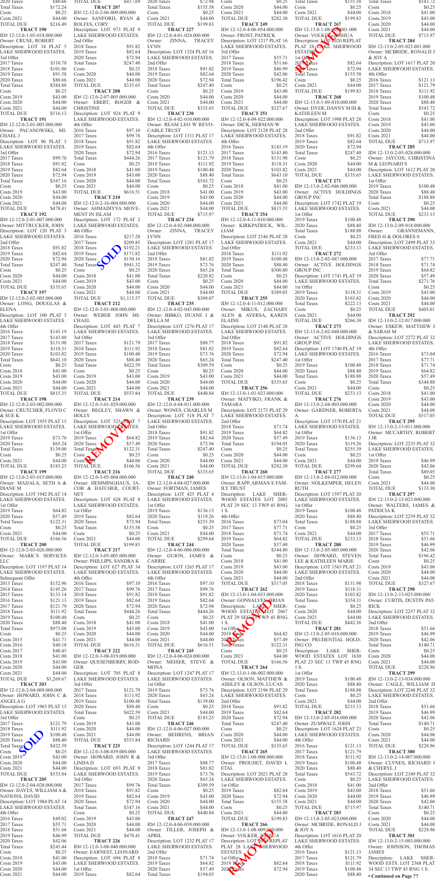2020 Taxes $80.66
Total Taxes $172.24
Costs $0.25
Costs 2021 $44.00
TOTAL DUE $216.49

**TRACT 190**
ID# 12-12.0-1-05-018.000.000
Owner: CRUSE, ROBERT
Description: LOT 34 PLAT 5 LAKE SHERWOOD ESTATES.
3rd Offer
2017 Taxes $110.78
2018 Taxes $101.86
2019 Taxes $91.58
2020 Taxes $80.66
Total Taxes $384.88
Costs $0.25
Costs 2019 $43.00
Costs 2020 $44.00
Costs 2021 $44.00
TOTAL DUE $516.13

**TRACT 191**
ID# 12-12.0-2-01-005.000.000
Owner: PACANOWSKI, MICHAEL J
Description: LOT 90 PLAT 3 LAKE SHERWOOD ESTATES.
3rd Offer
2017 Taxes $99.76
2018 Taxes $91.82
2019 Taxes $82.64
2020 Taxes $72.94
Total Taxes $347.16
Costs $0.25
Costs 2019 $43.00
Costs 2020 $44.00
Costs 2021 $44.00
TOTAL DUE $478.41

**TRACT 192**
ID# 12-12.0-2-01-007.000.000
Owner: MITTRUCKER, JOHN
Description: LOT 120 PLAT 3 LAKE SHERWOOD ESTATES.
2nd Offer
2018 Taxes $91.82
2019 Taxes $82.64
2020 Taxes $72.94
Total Taxes $247.40
Costs $0.25
Costs 2020 $44.00
Costs 2021 $44.00
TOTAL DUE $335.65

**TRACT 197**
ID# 12-12.0-2-02-005.000.000
Owner: LONG, DOUGLAS & ELENA
Description: LOT 100 PLAT 3 LAKE SHERWOOD ESTATES .
4th Offer
2016 Taxes $145.19
2017 Taxes $143.80
2018 Taxes $131.98
2019 Taxes $118.31
2020 Taxes $103.82
Total Taxes $643.10
Costs $0.25
Costs 2018 $41.00
Costs 2019 $43.00
Costs 2020 $44.00
Costs 2021 $44.00
TOTAL DUE $815.35

**TRACT 198**
ID# 12-12.0-2-03-002.000.000
Owner: CRUTCHER, FLOYD C & SUE K
Description: LOT 1955 PLAT 15 LAKE SHERWOOD ESTATES.
1st Offer
2019 Taxes $73.76
2020 Taxes $65.24
Total Taxes $139.00
Costs $0.25
Costs 2021 $44.00
TOTAL DUE $183.25

**TRACT 199**
ID# 12-12.0-2-03-015.000.000
Owner: MAJJALA, SETH A & DIANE M
Description: LOT 1942 PLAT 14 LAKE SHERWOOD ESTATES.
1st Offer
2019 Taxes $64.82
2020 Taxes $57.49
Total Taxes $122.31
Costs $0.25
Costs 2021 $44.00
TOTAL DUE $166.56

**TRACT 200**
ID# 12-12.0-2-03-026.000.000
Owner: MARK'S SERVICES LLC
Description: LOT 1197 PLAT 14 LAKE SHERWOOD ESTATES.
Subsequent Offer
2013 Taxes $152.96
2014 Taxes $145.26
2015 Taxes $133.14
2016 Taxes $121.13
2017 Taxes $121.79
2018 Taxes $111.92
2019 Taxes $100.48
2020 Taxes $88.40
Total Taxes $975.08
Costs $0.25
Costs 2015 $41.71
Costs 2016 $40.18
Costs 2017 $40.45
Costs 2018 $41.00
Costs 2019 $43.00
Costs 2020 $44.00
Costs 2021 $44.00
TOTAL DUE $1,269.67

**TRACT 203**
ID# 12-12.0-2-04-009.000.000
Owner: HOWARD, JOHN C & ANGELA G
Description: LOT 1965 PLAT 15 LAKE SHERWOOD ESTATES.
3rd Offer
2017 Taxes $121.79
2018 Taxes $111.92
2019 Taxes $100.48
2020 Taxes $88.40
Total Taxes $422.59
Costs $0.25
Costs 2019 $43.00
Costs 2020 $44.00
Costs 2021 $44.00
TOTAL DUE $553.84

**TRACT 205**
ID# 12-12.0-2-04-028.000.000
Owner: HAYES, WILLIAM A & NATIONS, DAVID
Description: LOT 1984 PLAT 14 LAKE SHERWOOD ESTATES.
4th Offer
2016 Taxes $49.02
2017 Taxes $55.71
2018 Taxes $51.66
2019 Taxes $46.99
2020 Taxes $42.06
Total Taxes $245.44
Costs $0.25
Costs 2018 $41.00
Costs 2019 $43.00
Costs 2020 $44.00
Costs 2021 $44.00

TOTAL DUE $417.69

**TRACT 207**
ID# 12-12.0-2-06-009.000.000
Owner: SANFORD, RYAN & ROLFES, CORY
Description: LOT 973 PLAT 9 LAKE SHERWOOD ESTATES.
2nd Offer
2018 Taxes $91.82
2019 Taxes $82.64
2020 Taxes $72.94
Total Taxes $247.40
Costs $0.25
Costs 2020 $44.00
Costs 2021 $44.00
TOTAL DUE $335.65

**TRACT 208**
ID# 12-12.0-2-07-005.000.000
Owner: EBERT, ROGER & CHRISTINE
Description: LOT 924 PLAT 9 LAKE SHERWOOD ESTATES.
4th Offer
2016 Taxes $97.10
2017 Taxes $99.76
2018 Taxes $91.82
2019 Taxes $82.64
2020 Taxes $72.94
Total Taxes $444.26
Costs $0.25
Costs 2018 $41.00
Costs 2019 $43.00
Costs 2020 $44.00
Costs 2021 $44.00
TOTAL DUE $616.51

**TRACT 210**
ID# 12-12.0-2-16-004.000.000
Owner: AHMADIYYA MOVEMENT IN ISLAM
Description: LOT 172 PLAT 2 LAKE SHERWOOD ESTATES.
4th Offer
2016 Taxes $217.28
2017 Taxes $209.85
2018 Taxes $171.82
2019 Taxes $192.21
2020 Taxes $150.16
Total Taxes $941.32
Costs $0.25
Costs 2018 $41.00
Costs 2019 $43.00
Costs 2020 $44.00
Costs 2021 $44.00
TOTAL DUE $1,113.57

SOLD

**TRACT 212**
ID# 12-12.0-3-01-008.000.000
Owner: WEBER JOHN MICHAEL
Description: LOT 445 PLAT 7 LAKE SHERWOOD ESTATES.
3rd Offer
2017 Taxes $121.79
2018 Taxes $111.92
2019 Taxes $100.48
2020 Taxes $88.40
Total Taxes $422.59
Costs $0.25
Costs 2019 $43.00
Costs 2020 $44.00
Costs 2021 $44.00
TOTAL DUE $553.84

**TRACT 214**
ID# 12-12.0-3-01-029.000.000
Owner: BEGLEY, SHAWN & HOLLY
Description: LOT 525 PLAT 7 LAKE SHERWOOD ESTATES.
1st Offer
2019 Taxes $64.82
2020 Taxes $57.49
Total Taxes $122.31
Costs $0.25
Costs 2021 $44.00
TOTAL DUE $166.56

REMOVED

**TRACT 216**
ID# 12-12.0-3-05-004.000.000
Owner: HEMMINGHAUS, JACOB & HATCHER, COURTNEY
Description: LOT 628 PLAT 8 LAKE SHERWOOD ESTATES.
1st Offer
2019 Taxes $82.64
2020 Taxes $72.94
Total Taxes $155.58
Costs $0.25
Costs 2021 $44.00
TOTAL DUE $199.83

**TRACT 217**
ID# 12-12.0-3-05-005.000.000
Owner: PHILLIPS, SANDRA K
Description: LOT 627 PLAT 34 LAKE SHERWOOD ESTATES.
4th Offer
2016 Taxes $97.10
2017 Taxes $99.76
2018 Taxes $91.82
2019 Taxes $82.64
2020 Taxes $72.94
Total Taxes $444.26
Costs $0.25
Costs 2018 $41.00
Costs 2019 $43.00
Costs 2020 $44.00
Costs 2021 $44.00
TOTAL DUE $616.51

**TRACT 222**
ID# 12-12.0-3-05-019.000.000
Owner: QUESENBERRY, RODGER
Description: LOT 705 PLAT 8 LAKE SHERWOOD ESTATES.
3rd Offer
2017 Taxes $121.79
2018 Taxes $111.92
2019 Taxes $100.48
2020 Taxes $88.40
Total Taxes $422.59
Costs $0.25
Costs 2019 $43.00
Costs 2020 $44.00
Costs 2021 $44.00
TOTAL DUE $553.84

**TRACT 225**
ID# 12-12.0-3-08-039.000.000
Owner: HOWARD, JOHN R & LINDA D
Description: LOT 693 PLAT 8 LAKE SHERWOOD ESTATES.
3rd Offer
2017 Taxes $99.76
2018 Taxes $91.82
2019 Taxes $82.64
2020 Taxes $72.94
Total Taxes $347.16
Costs $0.25
Costs 2019 $43.00
Costs 2020 $44.00
Costs 2021 $44.00
TOTAL DUE $478.41

**TRACT 226**
ID# 12-12.0-3-08-040.000.000
Owner: EARNEST, LEONARD
Description: LOT 694 PLAT 8 LAKE SHERWOOD ESTATES.
1st Offer
2019 Taxes $82.64

2020 Taxes $72.94
Total Taxes $155.58
Costs $0.25
Costs 2021 $44.00
TOTAL DUE $199.83

**TRACT 227**
ID# 12-12.0-4-01-024.000.000
Owner: ZINNA, TRACEY LYNN
Description: LOT 1324 PLAT 16 LAKE SHERWOOD ESTATES.
2nd Offer
2018 Taxes $91.82
2019 Taxes $82.64
2020 Taxes $72.94
Total Taxes $247.40
Costs $0.25
Costs 2020 $44.00
Costs 2021 $44.00
TOTAL DUE $335.65

**TRACT 230**
ID# 12-12.0-4-02-010.000.000
Owner: REAM LEO W REVOCABLE TRUST
Description: LOT 1311 PLAT 17 LAKE SHERWOOD ESTATES.
4th Offer
2016 Taxes $121.13
2017 Taxes $121.79
2018 Taxes $111.92
2019 Taxes $100.48
2020 Taxes $88.40
Total Taxes $543.72
Costs $0.25
Costs 2018 $41.00
Costs 2019 $43.00
Costs 2020 $44.00
Costs 2021 $44.00
TOTAL DUE $715.97

**TRACT 234**
ID# 12-12.0-4-02-040.000.000
Owner: ZINNA, TRACEY LYNN
Description: LOT 1281 PLAT 17 LAKE SHERWOOD ESTATES.
2nd Offer
2018 Taxes $81.82
2019 Taxes $73.76
2020 Taxes $65.24
Total Taxes $220.82
Costs $0.25
Costs 2020 $44.00
Costs 2021 $44.00
TOTAL DUE $309.07

**TRACT 235**
ID# 12-12.0-4-02-045.000.000
Owner: BIBKO, DUANE J & DELLA M
Description: LOT 1276 PLAT 17 LAKE SHERWOOD ESTATES.
3rd Offer
2017 Taxes $88.77
2018 Taxes $81.82
2019 Taxes $73.76
2020 Taxes $65.24
Total Taxes $309.59
Costs $0.25
Costs 2019 $43.00
Costs 2020 $44.00
Costs 2021 $44.00
TOTAL DUE $440.84

**TRACT 239**
ID# 12-12.0-4-04-011.000.000
Owner: WONES, CHARLES M
Description: LOT 518 PLAT 7 LAKE SHERWOOD ESTATES.
2nd Offer
2018 Taxes $91.82
2019 Taxes $82.64
2020 Taxes $72.94
Total Taxes $247.40
Costs $0.25
Costs 2020 $44.00
Costs 2021 $44.00
TOTAL DUE $335.65

**TRACT 240**
ID# 12-12.0-4-04-027.000.000
Owner: FORTMAN, JAMES
Description: LOT 425 PLAT 4 LAKE SHERWOOD ESTATES.
1st Offer
2019 Taxes $136.13
2020 Taxes $119.26
Total Taxes $255.39
Costs $0.25
Costs 2021 $44.00
TOTAL DUE $299.64

**TRACT 244**
ID# 12-12.0-4-06-006.000.000
Owner: GUION, JAMES & CARRIE
Description: LOT 1265 PLAT 17 LAKE SHERWOOD ESTATES.
4th Offer
2016 Taxes $97.10
2017 Taxes $99.76
2018 Taxes $91.82
2019 Taxes $82.64
2020 Taxes $72.94
Total Taxes $444.26
Costs $0.25
Costs 2018 $41.00
Costs 2019 $43.00
Costs 2020 $44.00
Costs 2021 $44.00
TOTAL DUE $616.51

**TRACT 245**
ID# 12-12.0-4-06-024.000.000
Owner: MEISER, STEVE & MONA
Description: LOT 1247 PLAT 17 LAKE SHERWOOD ESTATES.
1st Offer
2019 Taxes $73.76
2020 Taxes $65.24
Total Taxes $139.00
Costs $0.25
Costs 2021 $44.00
TOTAL DUE $183.25

**TRACT 246**
ID# 12-12.0-4-06-027.000.000
Owner: BEHRENS, BRIAN RICHARD
Description: LOT 1244 PLAT 17 LAKE SHERWOOD ESTATES.
3rd Offer
2017 Taxes $88.77
2018 Taxes $81.82
2019 Taxes $73.76
2020 Taxes $65.24
Total Taxes $309.59
Costs $0.25
Costs 2019 $43.00
Costs 2020 $44.00
Costs 2021 $44.00
TOTAL DUE $440.84

**TRACT 247**
ID# 12-12.0-4-06-039.000.000
Owner: TILLER, JOSEPH & APRIL
Description: LOT 1232 PLAT 17 LAKE SHERWOOD ESTATES.
2nd Offer
2018 Taxes $71.74
2019 Taxes $64.82
2020 Taxes $57.49
Total Taxes $194.05

Costs $0.25
Costs 2020 $44.00
Costs 2021 $44.00
TOTAL DUE $282.30

**TRACT 249**
ID# 12-12.0-4-06-054.000.000
Owner: FROST, PATRICK
Description: LOT 1217 PLAT 16 LAKE SHERWOOD ESTATES.
3rd Offer
2017 Taxes $55.71
2018 Taxes $51.66
2019 Taxes $46.99
2020 Taxes $42.06
Total Taxes $196.42
Costs $0.25
Costs 2019 $43.00
Costs 2020 $44.00
Costs 2021 $44.00
TOTAL DUE $327.67

**TRACT 251**
ID# 12-12.0-4-09-022.000.000
Owner: DICK, HERMAN W
Description: LOT 2128 PLAT 28 LAKE SHERWOOD ESTATES.
4th Offer
2016 Taxes $145.19
2017 Taxes $143.80
2018 Taxes $131.98
2019 Taxes $118.31
2020 Taxes $103.82
Total Taxes $643.10
Costs $0.25
Costs 2018 $41.00
Costs 2019 $43.00
Costs 2020 $44.00
Costs 2021 $44.00
TOTAL DUE $815.35

**TRACT 254**
ID# 12-12.0-4-11-010.000.000
Owner: KIRKPATRICK, WILLIAM
Description: LOT 2146 PLAT 28 LAKE SHERWOOD ESTATES.
2nd Offer
2018 Taxes $111.92
2019 Taxes $100.48
2020 Taxes $88.40
Total Taxes $300.80
Costs $0.25
Costs 2020 $44.00
Costs 2021 $44.00
TOTAL DUE $389.05

**TRACT 255**
ID# 12-12.0-4-11-012.000.000
Owner: MIKUS, ZACHARY ALEN & AVERSA, KAREN ELAINE
Description: LOT 2148 PLAT 28 LAKE SHERWOOD ESTATES.
2nd Offer
2018 Taxes $91.82
2019 Taxes $82.64
2020 Taxes $72.94
Total Taxes $247.40
Costs $0.25
Costs 2020 $44.00
Costs 2021 $44.00
TOTAL DUE $335.65

**TRACT 256**
ID# 12-13.0-1-01-023.000.000
Owner: MATYIKO, FRANK & TAMARA
Description: LOT 2173 PLAT 29 LAKE SHERWOOD ESTATES.
2nd Offer
2018 Taxes $71.74
2019 Taxes $64.82
2020 Taxes $57.49
Total Taxes $194.05
Costs $0.25
Costs 2020 $44.00
Costs 2021 $44.00
TOTAL DUE $282.30

**TRACT 260**
ID# 12-13.0-1-04-015.000.000
Owner: RAPP, ARMAN E FAMILY TRUST
Description: LAKE SHERWOOD ESTATES LOT 2085 PLAT 29 SEC 13 TWP 45 RNG 1 S.
4th Offer
2016 Taxes $73.04
2017 Taxes $77.71
2018 Taxes $71.74
2019 Taxes $64.82
2020 Taxes $57.49
Total Taxes $344.80
Costs $0.25
Costs 2018 $41.00
Costs 2019 $43.00
Costs 2020 $44.00
Costs 2021 $44.00
TOTAL DUE $517.05

**TRACT 262**
ID# 12-13.0-1-04-033.000.000
Owner: GONSALVES, BRIAN
Description: LAKE SHERWOOD ESTATES LOT 2067 PLAT 29 SEC 13 TWP 45 RNG 1 S.
1st Offer
2019 Taxes $64.82
2020 Taxes $57.49
Total Taxes $122.31
Costs $0.25
Costs 2021 $44.00
TOTAL DUE $166.56

REMOVED

**TRACT 264**
ID# 12-13.0-1-06-002.000.000
Owner: OLSON, MATTHEW & ASHLEY & OLSON, LUCAS
Description: LOT 2196 PLAT 29 LAKE SHERWOOD ESTATES.
2nd Offer
2018 Taxes $91.82
2019 Taxes $82.64
2020 Taxes $72.94
Total Taxes $247.40
Costs $0.25
Costs 2020 $44.00
Costs 2021 $44.00
TOTAL DUE $335.65

**TRACT 265**
ID# 12-13.0-1-08-008.000.000
Owner: PROUHET, DAVID L ETAL
Description: LOT 2021 PLAT 28 LAKE SHERWOOD ESTATES.
1st Offer
2019 Taxes $82.64
2020 Taxes $72.94
Total Taxes $155.58
Costs $0.25
Costs 2021 $44.00
TOTAL DUE $199.83

**TRACT 266**
ID# 12-13.0-1-08-009.000.000
Owner: VOLKER, JOSHUA
Description: LOT 2020 REPLAT PLAT 28 LAKE SHERWOOD ESTATES.
1st Offer
2019 Taxes $82.64
2020 Taxes $72.94

REMOVED

Total Taxes $155.58
Costs $0.25
Costs 2021 $44.00
TOTAL DUE $199.83

**TRACT 267**
ID# 12-13.0-1-08-010.000.000
Owner: VOLKER, JOSHUA
Description: LOT 2020 REPLAT PLAT 28 LAKE SHERWOOD ESTATES.
1st Offer
2019 Taxes $82.64
2020 Taxes $72.94
Total Taxes $155.58
Costs $0.25
Costs 2021 $44.00
TOTAL DUE $199.83

REMOVED

**TRACT 268**
ID# 12-13.0-1-09-010.000.000
Owner: DYER, DANNY M III & KATHLEEN M
Description: LOT 1998 PLAT 28 LAKE SHERWOOD ESTATES.
2nd Offer
2018 Taxes $91.82
2019 Taxes $82.64
2020 Taxes $72.94
Total Taxes $247.40
Costs $0.25
Costs 2020 $44.00
Costs 2021 $44.00
TOTAL DUE $335.65

**TRACT 271**
ID# 12-13.0-2-02-046.000.000
Owner: ACTIVE HOLDINGS GROUP INC
Description: LOT 1742 PLAT 19 LAKE SHERWOOD ESTATES.
1st Offer
2019 Taxes $100.48
2020 Taxes $88.40
Total Taxes $188.88
Costs $0.25
Costs 2021 $44.00
TOTAL DUE $233.13

**TRACT 272**
ID# 12-13.0-2-02-047.000.000
Owner: ACTIVE HOLDINGS GROUP INC
Description: LOT 1741 PLAT 19 LAKE SHERWOOD ESTATES.
1st Offer
2019 Taxes $118.31
2020 Taxes $103.82
Total Taxes $222.13
Costs $0.25
Costs 2021 $44.00
TOTAL DUE $266.38

**TRACT 273**
ID# 12-13.0-2-02-048.000.000
Owner: ACTIVE HOLDINGS GROUP INC
Description: LOT 1740 PLAT 19 LAKE SHERWOOD ESTATES.
1st Offer
2019 Taxes $100.48
2020 Taxes $88.40
Total Taxes $188.88
Costs $0.25
Costs 2021 $44.00
TOTAL DUE $233.13

**TRACT 276**
ID# 12-13.0-2-04-003.000.000
Owner: GARDNER, ROBERTA A
Description: LOT 1570 PLAT 21 LAKE SHERWOOD ESTATES.
1st Offer
2019 Taxes $136.13
2020 Taxes $119.26
Total Taxes $255.39
Costs $0.25
Costs 2021 $44.00
TOTAL DUE $299.64

**TRACT 277**
ID# 12-13.0-2-04-012.000.000
Owner: NOLKEMPER, HELEN RUTH
Description: LOT 1597 PLAT 20 LAKE SHERWOOD ESTATES.
1st Offer
2019 Taxes $100.48
2020 Taxes $88.40
Total Taxes $188.88
Costs $0.25
Costs 2021 $44.00
TOTAL DUE $233.13

**TRACT 280**
ID# 12-13.0-2-05-005.000.000
Owner: HOWARD, STEVEN LEE & KATHLEEN MARIE
Description: LOT 1563 PLAT 21 LAKE SHERWOOD ESTATES.
2nd Offer
2018 Taxes $131.98
2019 Taxes $118.31
2020 Taxes $103.82
Total Taxes $354.11
Costs $0.25
Costs 2020 $44.00
Costs 2021 $44.00
TOTAL DUE $442.36

**TRACT 281**
ID# 12-13.0-2-05-010.000.000
Owner: PRUDENTIAL HOLDING CO
Description: LAKE SHERWOOD ESTATES LOT 1630 PLAT 23 SEC 13 TWP 45 RNG 1 S.
1st Offer
2019 Taxes $100.48
2020 Taxes $88.40
Total Taxes $188.88
Costs $0.25
Costs 2021 $44.00
TOTAL DUE $233.13

**TRACT 282**
ID# 12-13.0-2-05-016.000.000
Owner: ZUMWALT, JOHN
Description: LOT 1624 PLAT 23 LAKE SHERWOOD ESTATES.
4th Offer
2016 Taxes $121.13
2017 Taxes $121.79
2018 Taxes $111.92
2019 Taxes $100.48
2020 Taxes $88.40
Total Taxes $543.72
Costs $0.25
Costs 2018 $41.00
Costs 2019 $43.00
Costs 2020 $44.00
Costs 2021 $44.00
TOTAL DUE $715.97

**TRACT 283**
ID# 12-13.0-2-05-023.000.000
Owner: MCBRIDE, RONALD J & JOY A
Description: LOT 1616 PLAT 20 LAKE SHERWOOD ESTATES.
4th Offer
2016 Taxes $121.13
2017 Taxes $121.79
2018 Taxes $111.92
2019 Taxes $100.48
2020 Taxes $88.40

Total Taxes $543.72
Costs $0.25
Costs 2018 $41.00
Costs 2019 $43.00
Costs 2020 $44.00
Costs 2021 $44.00
TOTAL DUE $715.97

**TRACT 284**
ID# 12-13.0-2-05-023.001.000
Owner: MCBRIDE, RONALD J & JOY A
Description: LOT 1617 PLAT 20 LAKE SHERWOOD ESTATES.
4th Offer
2016 Taxes $121.13
2017 Taxes $121.79
2018 Taxes $111.92
2019 Taxes $100.48
2020 Taxes $88.40
Total Taxes $543.72
Costs $0.25
Costs 2018 $41.00
Costs 2019 $43.00
Costs 2020 $44.00
Costs 2021 $44.00
TOTAL DUE $715.97

**TRACT 285**
ID# 12-13.0-2-05-028.000.000
Owner: JAYCOX, CHRISTINA M & LEONARD S
Description: LOT 1612 PLAT 20 LAKE SHERWOOD ESTATES.
1st Offer
2019 Taxes $100.48
2020 Taxes $88.40
Total Taxes $188.88
Costs $0.25
Costs 2021 $44.00
TOTAL DUE $233.13

**TRACT 290**
ID# 12-13.0-2-09-018.000.000
Owner: GRANNEMANN, FRED H & DOLORES D
Description: LOT 2499 PLAT 33 LAKE SHERWOOD ESTATES.
3rd Offer
2017 Taxes $77.71
2018 Taxes $71.74
2019 Taxes $64.82
2020 Taxes $57.49
Total Taxes $271.76
Costs $0.25
Costs 2019 $43.00
Costs 2020 $44.00
Costs 2021 $44.00
TOTAL DUE $403.01

**TRACT 292**
ID# 12-13.0-2-12-017.000.000
Owner: ESKEW, MATTHEW J & SARAH M
Description: LOT 2272 PLAT 32 LAKE SHERWOOD ESTATES.
4th Offer
2016 Taxes $73.04
2017 Taxes $77.71
2018 Taxes $71.74
2019 Taxes $64.82
2020 Taxes $57.49
Total Taxes $344.80
Costs $0.25
Costs 2018 $41.00
Costs 2019 $43.00
Costs 2020 $44.00
Costs 2021 $44.00
TOTAL DUE $517.05

**TRACT 295**
ID# 12-13.0-2-13-011.000.000
Owner: MCCARTHY, ROBERT J JR
Description: LOT 2235 PLAT 32 LAKE SHERWOOD ESTATES.
1st Offer
2019 Taxes $46.99
2020 Taxes $42.06
Total Taxes $89.05
Costs $0.25
Costs 2021 $44.00
TOTAL DUE $133.30

**TRACT 297**
ID# 12-13.0-2-13-023.000.000
Owner: WALTERS, JAMES & PATRICIA K
Description: LOT 2259 PLAT 32 LAKE SHERWOOD ESTATES.
3rd Offer
2017 Taxes $55.71
2018 Taxes $51.66
2019 Taxes $46.99
2020 Taxes $42.06
Total Taxes $196.42
Costs $0.25
Costs 2019 $43.00
Costs 2020 $44.00
Costs 2021 $44.00
TOTAL DUE $327.67

**TRACT 298**
ID# 12-13.0-2-13-025.000.000
Owner: CURTIS, DUSTIN PATRICK
Description: LOT 2257 PLAT 32 LAKE SHERWOOD ESTATES.
2nd Offer
2018 Taxes $51.66
2019 Taxes $46.99
2020 Taxes $42.06
Total Taxes $140.71
Costs $0.25
Costs 2020 $44.00
Costs 2021 $44.00
TOTAL DUE $228.96

**TRACT 299**
ID# 12-13.0-2-13-034.000.000
Owner: CAGLE, WILLIAM D
Description: LOT 2248 PLAT 32 LAKE SHERWOOD ESTATES.
2nd Offer
2018 Taxes $51.66
2019 Taxes $46.99
2020 Taxes $42.06
Total Taxes $140.71
Costs $0.25
Costs 2020 $44.00
Costs 2021 $44.00
TOTAL DUE $228.96

**TRACT 300**
ID# 12-13.0-2-14-007.000.000
Owner: CUNNIS, RICHARD J & CHERYL J
Description: LOT 2349 PLAT 32 LAKE SHERWOOD ESTATES.
2nd Offer
2018 Taxes $51.66
2019 Taxes $46.99
2020 Taxes $42.06
Total Taxes $140.71
Costs $0.25
Costs 2020 $44.00
Costs 2021 $44.00
TOTAL DUE $228.96

**TRACT 301**
ID# 12-13.0-2-15-003.000.000
Owner: JOHNSON, THOMAS JAMES
Description: LAKE SHERWOOD ESTS. LOT 2368 PLAT 34 SEC 13 TWP 45 RNG 1 S.

• Continued on Page ??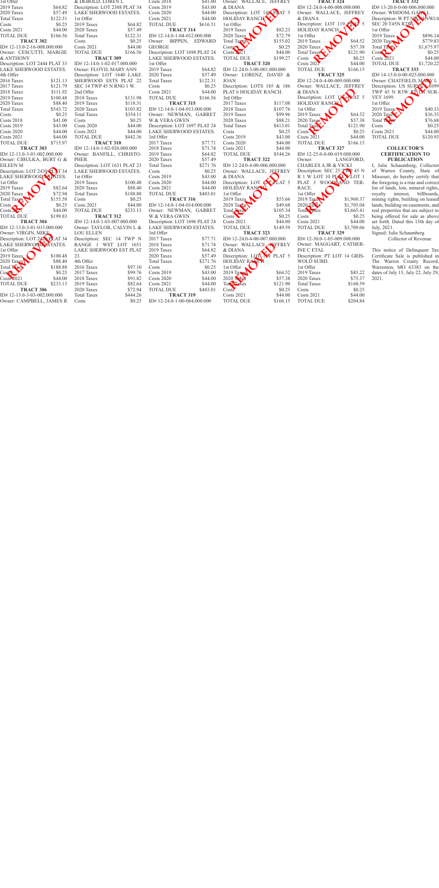1st Offer
2019 Taxes $64.82
2020 Taxes $57.49
Total Taxes $122.31
Costs $0.25
Costs 2021 $44.00
TOTAL DUE $166.56

**TRACT 302**

ID# 12-13.0-2-16-008.000.000
Owner: CESCUTTI, MARGIE & ANTHONY
Description: LOT 2444 PLAT 33 LAKE SHERWOOD ESTATES.
4th Offer
2016 Taxes $121.13
2017 Taxes $121.79
2018 Taxes $111.92
2019 Taxes $100.48
2020 Taxes $88.40
Total Taxes $543.72
Costs $0.25
Costs 2018 $41.00
Costs 2019 $43.00
Costs 2020 $44.00
Costs 2021 $44.00
TOTAL DUE $715.97

**TRACT 303**

ID# 12-13.0-3-01-002.000.000
Owner: CIBULKA, BURT G & EILEEN M
Description: LOT 2439 PLAT 34 LAKE SHERWOOD ESTATES.
1st Offer
2019 Taxes $82.64
2020 Taxes $72.94
Total Taxes $155.58
Costs $0.25
Costs 2021 $44.00
TOTAL DUE $199.83

**TRACT 304**

ID# 12-13.0-3-01-015.000.000
Owner: VIRGIN, MIKE
Description: LOT 2435 PLAT 34 LAKE SHERWOOD ESTATES.
1st Offer
2019 Taxes $100.48
2020 Taxes $88.40
Total Taxes $188.88
Costs $0.25
Costs 2021 $44.00
TOTAL DUE $233.13

**TRACT 306**

ID# 12-13.0-3-03-002.000.000
Owner: CAMPBELL, JAMES R & DEBOLD, LOREN L
Description: LOT 2388 PLAT 34 LAKE SHERWOOD ESTATES.
1st Offer
2019 Taxes $64.82
2020 Taxes $57.49
Total Taxes $122.31
Costs $0.25
Costs 2021 $44.00
TOTAL DUE $166.56

**TRACT 309**

ID# 12-14.0-1-02-017.000.000
Owner: FLOYD, MARY ANN
Description: LOT 1640 LAKE SHERWOOD ESTS PLAT 22 SEC 14 TWP 45 N RNG 1 W.
2nd Offer
2018 Taxes $131.98
2019 Taxes $118.31
2020 Taxes $103.82
Total Taxes $354.11
Costs $0.25
Costs 2020 $44.00
Costs 2021 $44.00
TOTAL DUE $442.36

**TRACT 310**

ID# 12-14.0-1-02-026.000.000
Owner: BANFILL, CHRISTOPHER
Description: LOT 1631 PLAT 23 LAKE SHERWOOD ESTATES.
1st Offer
2019 Taxes $100.48
2020 Taxes $88.40
Total Taxes $188.88
Costs $0.25
Costs 2021 $44.00
TOTAL DUE $233.13

**TRACT 312**

ID# 12-14.0-1-03-007.000.000
Owner: TAYLOR, CALVIN L & LOU ELLEN
Description: SEC 14 TWP N RANGE 1 WST LOT 1651 LAKE SHERWOOD EST PLAT 23.
4th Offer
2016 Taxes $97.10
2017 Taxes $99.76
2018 Taxes $91.82
2019 Taxes $82.64
2020 Taxes $72.94
Total Taxes $444.26
Costs $0.25
Costs 2018 $41.00
Costs 2019 $43.00
Costs 2020 $44.00
Costs 2021 $44.00
TOTAL DUE $616.51

**TRACT 314**

ID# 12-14.0-1-04-012.000.000
Owner: BIPPEN, EDWARD GEORGE
Description: LOT 1698 PLAT 24 LAKE SHERWOOD ESTATES.
1st Offer
2019 Taxes $64.82
2020 Taxes $57.49
Total Taxes $122.31
Costs $0.25
Costs 2021 $44.00
TOTAL DUE $166.56

**TRACT 315**

ID# 12-14.0-1-04-013.000.000
Owner: NEWMAN, GARRET W & VERA GWEN
Description: LOT 1697 PLAT 24 LAKE SHERWOOD ESTATES.
3rd Offer
2017 Taxes $77.71
2018 Taxes $71.74
2019 Taxes $64.82
2020 Taxes $57.49
Total Taxes $271.76
Costs $0.25
Costs 2019 $43.00
Costs 2020 $44.00
Costs 2021 $44.00
TOTAL DUE $403.01

**TRACT 316**

ID# 12-14.0-1-04-014.000.000
Owner: NEWMAN, GARRET W & VERA GWEN
Description: LOT 1696 PLAT 24 LAKE SHERWOOD ESTATES.
3rd Offer
2017 Taxes $77.71
2018 Taxes $71.74
2019 Taxes $64.82
2020 Taxes $57.49
Total Taxes $271.76
Costs $0.25
Costs 2019 $43.00
Costs 2020 $44.00
Costs 2021 $44.00
TOTAL DUE $403.01

**TRACT 319**

ID# 12-24.0-1-00-064.000.000
Owner: WALLACE, JEFFREY & DIANA
Description: LOT 148 PLAT 5 HOLIDAY RANCH.
1st Offer
2019 Taxes $82.23
2020 Taxes $72.79
Total Taxes $155.02
Costs $0.25
Costs 2021 $44.00
TOTAL DUE $199.27

**TRACT 320**

ID# 12-24.0-3-00-001.000.000
Owner: LORENZ, DAVID & JOAN
Description: LOTS 185 & 186 PLAT 6 HOLIDAY RANCH.
3rd Offer
2017 Taxes $117.08
2018 Taxes $107.76
2019 Taxes $99.96
2020 Taxes $88.21
Total Taxes $413.01
Costs $0.25
Costs 2019 $43.00
Costs 2020 $44.00
Costs 2021 $44.00
TOTAL DUE $544.26

**TRACT 322**

ID# 12-24.0-4-00-006.000.000
Owner: WALLACE, JEFFREY & DIANA
Description: LOT 123 PLAT 5 HOLIDAY RANCH.
1st Offer
2019 Taxes $55.66
2020 Taxes $49.68
Total Taxes $105.34
Costs $0.25
Costs 2021 $44.00
TOTAL DUE $149.59

**TRACT 323**

ID# 12-24.0-4-00-007.000.000
Owner: WALLACE, JEFFREY & DIANA
Description: LOT 120 PLAT 5 HOLIDAY RANCH.
1st Offer
2019 Taxes $64.52
2020 Taxes $57.38
Total Taxes $121.90
Costs $0.25
Costs 2021 $44.00
TOTAL DUE $166.15

**TRACT 324**

ID# 12-24.0-4-00-008.000.000
Owner: WALLACE, JEFFREY & DIANA
Description: LOT 119 PLAT 5 HOLIDAY RANCH.
1st Offer
2019 Taxes $64.52
2020 Taxes $57.38
Total Taxes $121.90
Costs $0.25
Costs 2021 $44.00
TOTAL DUE $166.15

**TRACT 325**

ID# 12-24.0-4-00-009.000.000
Owner: WALLACE, JEFFREY & DIANA
Description: LOT 118 PLAT 5 HOLIDAY RANCH.
1st Offer
2019 Taxes $64.52
2020 Taxes $57.38
Total Taxes $121.90
Costs $0.25
Costs 2021 $44.00
TOTAL DUE $166.15

**TRACT 327**

ID# 12-25.0-0-00-019.000.000
Owner: LANGFORD, CHARLES A JR & VICKI
Description: SEC 25 TWP 45 N R 1 W LOT 10 PLAT 1 LOT 1 PLAT 3 WOODLAND TERRACE.
1st Offer
2019 Taxes $1,960.37
2020 Taxes $1,705.04
Total Taxes $3,665.41
Costs $0.25
Costs 2021 $44.00
TOTAL DUE $3,709.66

**TRACT 329**

ID# 12-30.0-1-05-009.000.000
Owner: MAGGART, CATHERINE C ETAL
Description: PT LOT 14 GRISWOLD SUBD.
1st Offer
2019 Taxes $85.22
2020 Taxes $75.37
Total Taxes $160.59
Costs $0.25
Costs 2021 $44.00
TOTAL DUE $204.84

**TRACT 332**

ID# 13-20.0-0-00-006.000.000
Owner: WISDOM, GARY L
Description: W PT NW1/4 NW1/4 SEC 20 T45N R2W.
1st Offer
2019 Taxes $896.14
2020 Taxes $779.83
Total Taxes $1,675.97
Costs $0.25
Costs 2021 $44.00
TOTAL DUE $1,720.22

**TRACT 333**

ID# 14-15.0-0-00-025.000.000
Owner: CHATFIELD, MARY L
Description: US SURVEY 1699 TWP 45 N R3W RIVER SURVEY 1699.
1st Offer
2019 Taxes $40.33
2020 Taxes $36.35
Total Taxes $76.68
Costs $0.25
Costs 2021 $44.00
TOTAL DUE $120.93

**COLLECTOR'S CERTIFICATION TO PUBLICATION**

I, Julie Schaumberg, Collector of Warren County, State of Missouri, do hereby certify that the foregoing is a true and correct list of lands, lots, mineral rights, royalty interest, billboards, mining rights, building on leased lands, building on easements, and real properties that are subject to being offered for sale as above set forth. Dated this 15th day of July, 2021.

Signed: Julie Schaumberg
Collector of Revenue

This notice of Delinquent Tax Certificate Sale is published in The Warren County Record, Warrenton, MO 63383 on the dates of July 15, July 22, July 29, 2021.